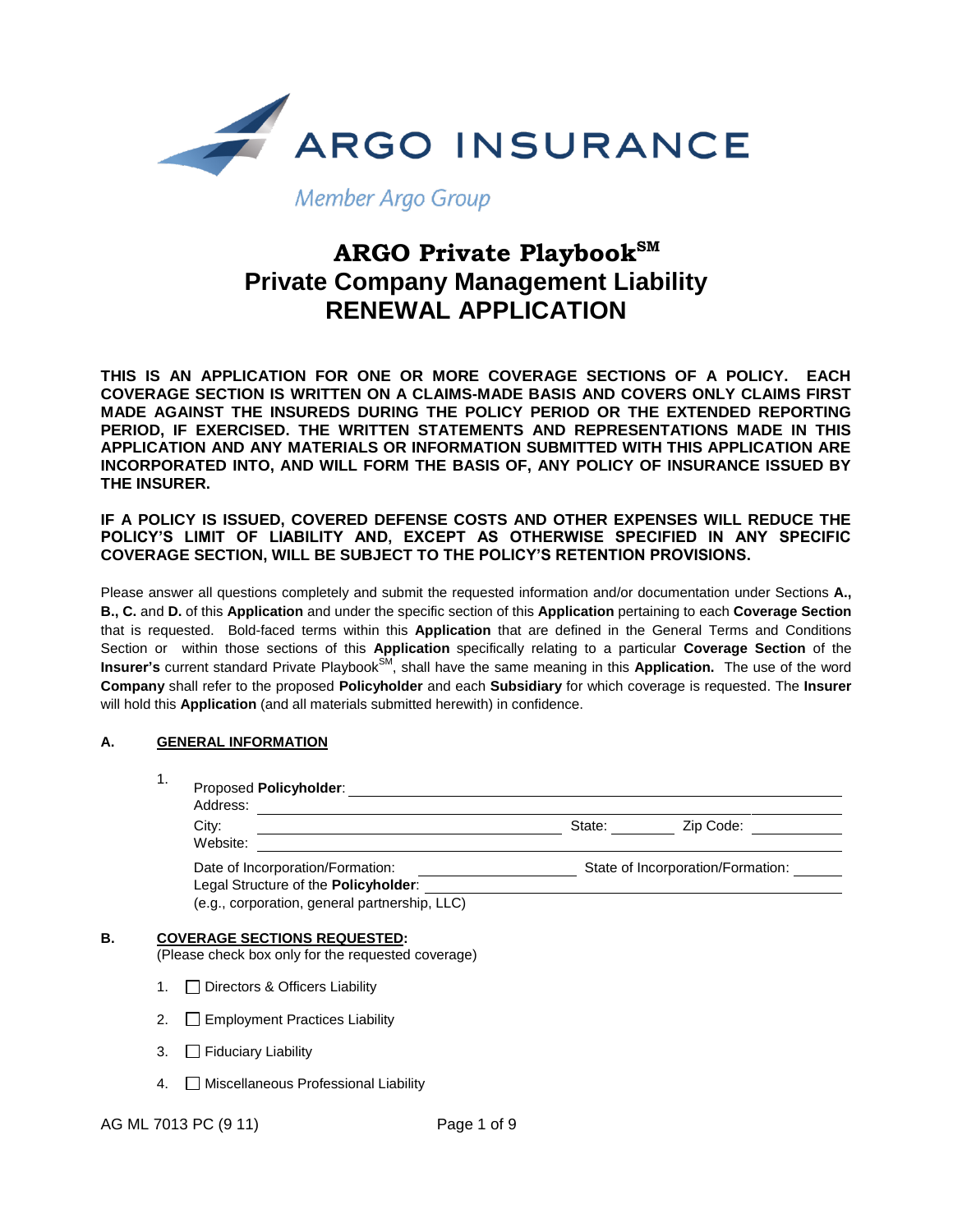ARGO INSURANCE

Member Argo Group

# ARGO Private Playbook℠
# Private Company Management Liability
# RENEWAL APPLICATION

**THIS IS AN APPLICATION FOR ONE OR MORE COVERAGE SECTIONS OF A POLICY. EACH COVERAGE SECTION IS WRITTEN ON A CLAIMS-MADE BASIS AND COVERS ONLY CLAIMS FIRST MADE AGAINST THE INSUREDS DURING THE POLICY PERIOD OR THE EXTENDED REPORTING PERIOD, IF EXERCISED. THE WRITTEN STATEMENTS AND REPRESENTATIONS MADE IN THIS APPLICATION AND ANY MATERIALS OR INFORMATION SUBMITTED WITH THIS APPLICATION ARE INCORPORATED INTO, AND WILL FORM THE BASIS OF, ANY POLICY OF INSURANCE ISSUED BY THE INSURER.**

**IF A POLICY IS ISSUED, COVERED DEFENSE COSTS AND OTHER EXPENSES WILL REDUCE THE POLICY'S LIMIT OF LIABILITY AND, EXCEPT AS OTHERWISE SPECIFIED IN ANY SPECIFIC COVERAGE SECTION, WILL BE SUBJECT TO THE POLICY'S RETENTION PROVISIONS.**

Please answer all questions completely and submit the requested information and/or documentation under Sections **A., B., C.** and **D.** of this **Application** and under the specific section of this **Application** pertaining to each **Coverage Section** that is requested. Bold-faced terms within this **Application** that are defined in the General Terms and Conditions Section or within those sections of this **Application** specifically relating to a particular **Coverage Section** of the **Insurer's** current standard Private Playbook℠, shall have the same meaning in this **Application.** The use of the word **Company** shall refer to the proposed **Policyholder** and each **Subsidiary** for which coverage is requested. The **Insurer** will hold this **Application** (and all materials submitted herewith) in confidence.

## A. GENERAL INFORMATION

1. Proposed **Policyholder**: ______________________________
   Address: ______________________________
   City: ____________________ State: __________ Zip Code: __________
   Website: ______________________________
   Date of Incorporation/Formation: __________ State of Incorporation/Formation: __________
   Legal Structure of the **Policyholder**: ______________________________
   (e.g., corporation, general partnership, LLC)

## B. COVERAGE SECTIONS REQUESTED:

(Please check box only for the requested coverage)

1. ☐ Directors & Officers Liability
2. ☐ Employment Practices Liability
3. ☐ Fiduciary Liability
4. ☐ Miscellaneous Professional Liability

AG ML 7013 PC (9 11)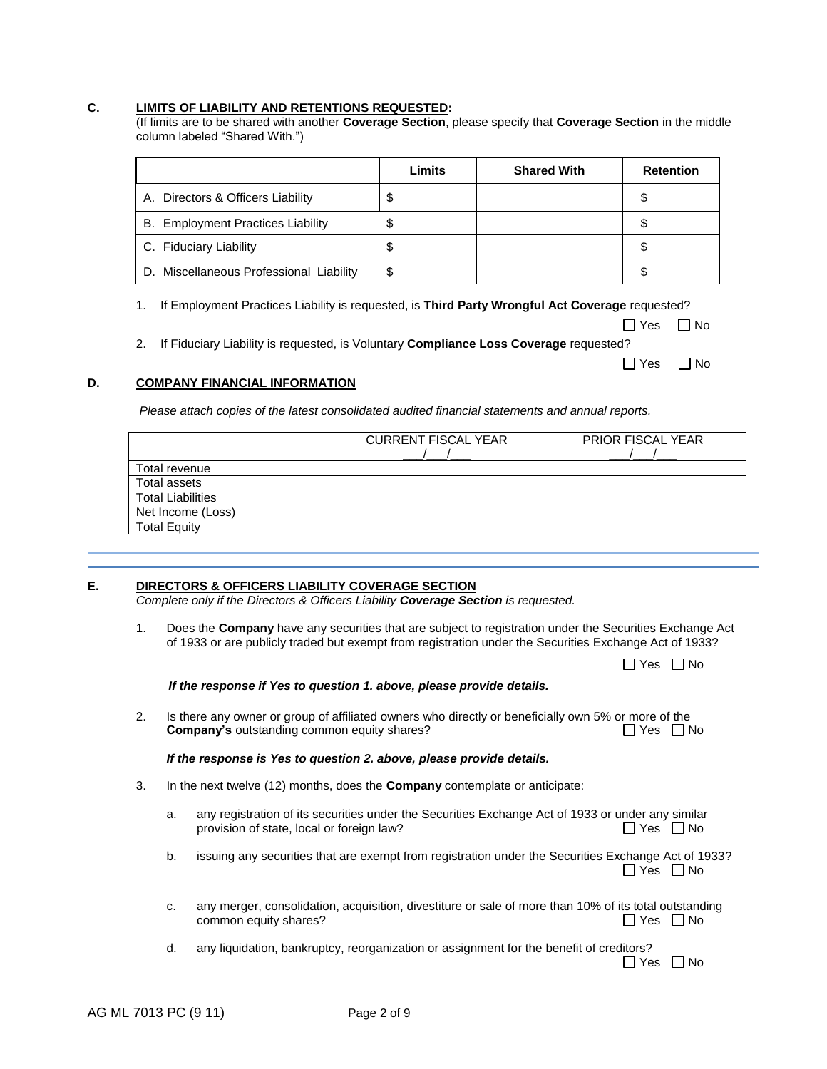## C. LIMITS OF LIABILITY AND RETENTIONS REQUESTED:

(If limits are to be shared with another **Coverage Section**, please specify that **Coverage Section** in the middle column labeled "Shared With.")

| | Limits | Shared With | Retention |
|---|---|---|---|
| A. Directors & Officers Liability | $ | | $ |
| B. Employment Practices Liability | $ | | $ |
| C. Fiduciary Liability | $ | | $ |
| D. Miscellaneous Professional Liability | $ | | $ |

1. If Employment Practices Liability is requested, is **Third Party Wrongful Act Coverage** requested?
   ☐ Yes ☐ No
2. If Fiduciary Liability is requested, is Voluntary **Compliance Loss Coverage** requested?
   ☐ Yes ☐ No

## D. COMPANY FINANCIAL INFORMATION

*Please attach copies of the latest consolidated audited financial statements and annual reports.*

| | CURRENT FISCAL YEAR ___/___/___ | PRIOR FISCAL YEAR ___/___/___ |
|---|---|---|
| Total revenue | | |
| Total assets | | |
| Total Liabilities | | |
| Net Income (Loss) | | |
| Total Equity | | |

## E. DIRECTORS & OFFICERS LIABILITY COVERAGE SECTION

*Complete only if the Directors & Officers Liability **Coverage Section** is requested.*

1. Does the **Company** have any securities that are subject to registration under the Securities Exchange Act of 1933 or are publicly traded but exempt from registration under the Securities Exchange Act of 1933?
   ☐ Yes ☐ No

   ***If the response if Yes to question 1. above, please provide details.***

2. Is there any owner or group of affiliated owners who directly or beneficially own 5% or more of the **Company's** outstanding common equity shares? ☐ Yes ☐ No

   ***If the response is Yes to question 2. above, please provide details.***

3. In the next twelve (12) months, does the **Company** contemplate or anticipate:

   a. any registration of its securities under the Securities Exchange Act of 1933 or under any similar provision of state, local or foreign law? ☐ Yes ☐ No

   b. issuing any securities that are exempt from registration under the Securities Exchange Act of 1933? ☐ Yes ☐ No

   c. any merger, consolidation, acquisition, divestiture or sale of more than 10% of its total outstanding common equity shares? ☐ Yes ☐ No

   d. any liquidation, bankruptcy, reorganization or assignment for the benefit of creditors? ☐ Yes ☐ No

AG ML 7013 PC (9 11)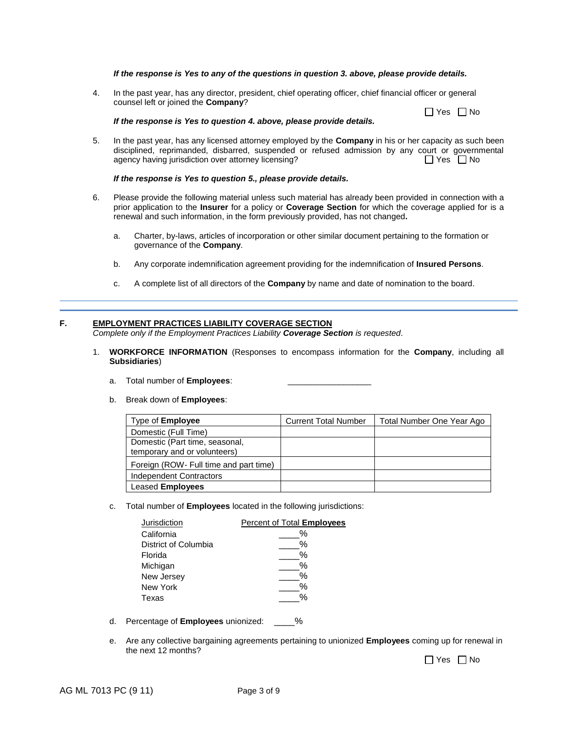***If the response is Yes to any of the questions in question 3. above, please provide details.***

4. In the past year, has any director, president, chief operating officer, chief financial officer or general counsel left or joined the **Company**? ☐ Yes ☐ No

   ***If the response is Yes to question 4. above, please provide details.***

5. In the past year, has any licensed attorney employed by the **Company** in his or her capacity as such been disciplined, reprimanded, disbarred, suspended or refused admission by any court or governmental agency having jurisdiction over attorney licensing? ☐ Yes ☐ No

   ***If the response is Yes to question 5., please provide details.***

6. Please provide the following material unless such material has already been provided in connection with a prior application to the **Insurer** for a policy or **Coverage Section** for which the coverage applied for is a renewal and such information, in the form previously provided, has not changed**.**

   a. Charter, by-laws, articles of incorporation or other similar document pertaining to the formation or governance of the **Company**.

   b. Any corporate indemnification agreement providing for the indemnification of **Insured Persons**.

   c. A complete list of all directors of the **Company** by name and date of nomination to the board.

---

## F. EMPLOYMENT PRACTICES LIABILITY COVERAGE SECTION

*Complete only if the Employment Practices Liability **Coverage Section** is requested*.

1. **WORKFORCE INFORMATION** (Responses to encompass information for the **Company**, including all **Subsidiaries**)

   a. Total number of **Employees**: __________________

   b. Break down of **Employees**:

| Type of **Employee** | Current Total Number | Total Number One Year Ago |
|---|---|---|
| Domestic (Full Time) | | |
| Domestic (Part time, seasonal, temporary and or volunteers) | | |
| Foreign (ROW- Full time and part time) | | |
| Independent Contractors | | |
| Leased **Employees** | | |

   c. Total number of **Employees** located in the following jurisdictions:

| Jurisdiction | Percent of Total **Employees** |
|---|---|
| California | ____% |
| District of Columbia | ____% |
| Florida | ____% |
| Michigan | ____% |
| New Jersey | ____% |
| New York | ____% |
| Texas | ____% |

   d. Percentage of **Employees** unionized: ____%

   e. Are any collective bargaining agreements pertaining to unionized **Employees** coming up for renewal in the next 12 months? ☐ Yes ☐ No

AG ML 7013 PC (9 11)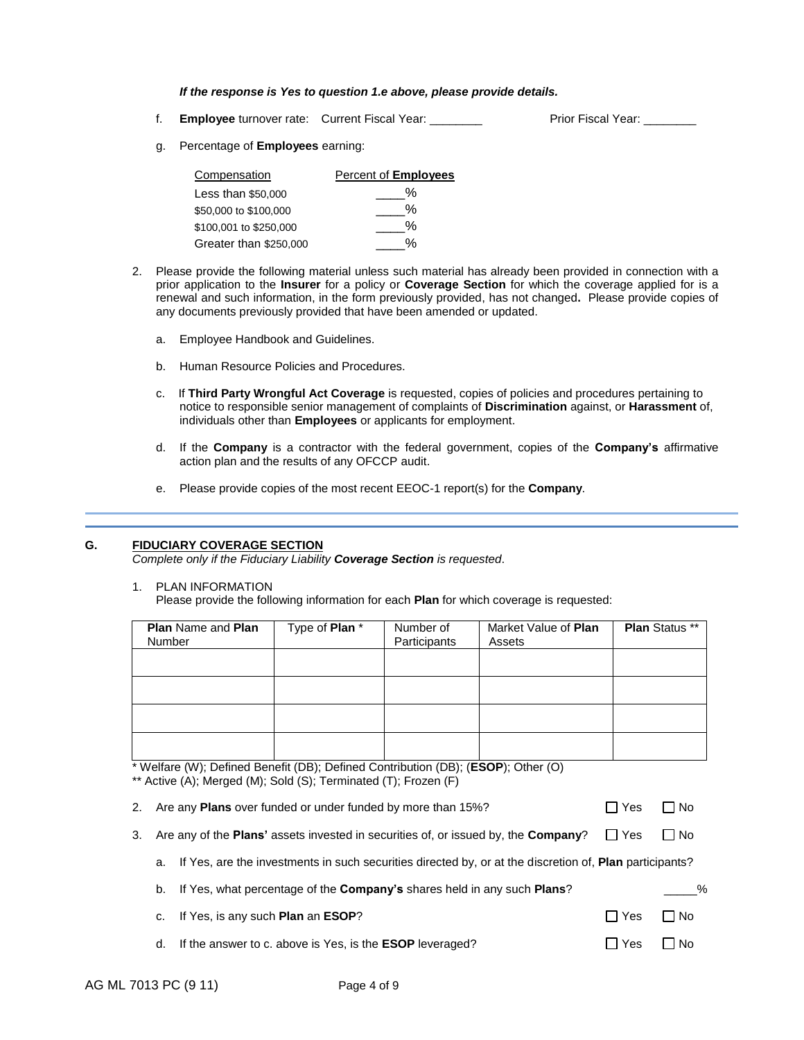***If the response is Yes to question 1.e above, please provide details.***

f. **Employee** turnover rate: Current Fiscal Year: ________ Prior Fiscal Year: ________

g. Percentage of **Employees** earning:

| Compensation | Percent of **Employees** |
|---|---|
| Less than $50,000 | ____% |
| $50,000 to $100,000 | ____% |
| $100,001 to $250,000 | ____% |
| Greater than $250,000 | ____% |

2. Please provide the following material unless such material has already been provided in connection with a prior application to the **Insurer** for a policy or **Coverage Section** for which the coverage applied for is a renewal and such information, in the form previously provided, has not changed**.** Please provide copies of any documents previously provided that have been amended or updated.

   a. Employee Handbook and Guidelines.

   b. Human Resource Policies and Procedures.

   c. If **Third Party Wrongful Act Coverage** is requested, copies of policies and procedures pertaining to notice to responsible senior management of complaints of **Discrimination** against, or **Harassment** of, individuals other than **Employees** or applicants for employment.

   d. If the **Company** is a contractor with the federal government, copies of the **Company's** affirmative action plan and the results of any OFCCP audit.

   e. Please provide copies of the most recent EEOC-1 report(s) for the **Company**.

## G. FIDUCIARY COVERAGE SECTION

*Complete only if the Fiduciary Liability **Coverage Section** is requested*.

1. PLAN INFORMATION
   Please provide the following information for each **Plan** for which coverage is requested:

| **Plan** Name and **Plan** Number | Type of **Plan** * | Number of Participants | Market Value of **Plan** Assets | **Plan** Status ** |
|---|---|---|---|---|
| | | | | |
| | | | | |
| | | | | |
| | | | | |

\* Welfare (W); Defined Benefit (DB); Defined Contribution (DB); (**ESOP**); Other (O)
\** Active (A); Merged (M); Sold (S); Terminated (T); Frozen (F)

2. Are any **Plans** over funded or under funded by more than 15%? ☐ Yes ☐ No

3. Are any of the **Plans'** assets invested in securities of, or issued by, the **Company**? ☐ Yes ☐ No

   a. If Yes, are the investments in such securities directed by, or at the discretion of, **Plan** participants?

   b. If Yes, what percentage of the **Company's** shares held in any such **Plans**? _____%

   c. If Yes, is any such **Plan** an **ESOP**? ☐ Yes ☐ No

   d. If the answer to c. above is Yes, is the **ESOP** leveraged? ☐ Yes ☐ No

AG ML 7013 PC (9 11)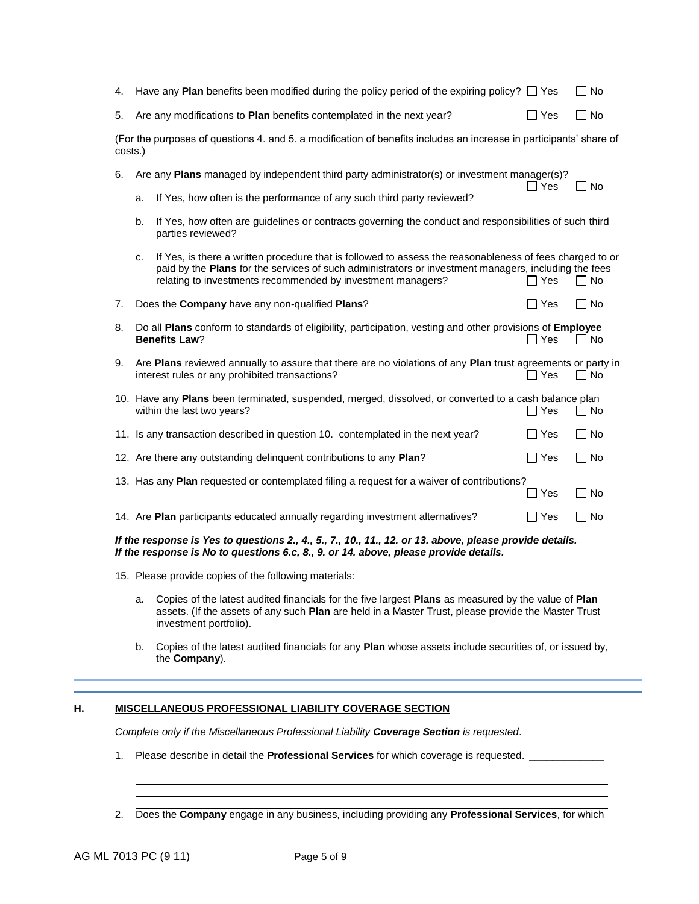4. Have any **Plan** benefits been modified during the policy period of the expiring policy? ☐ Yes ☐ No

5. Are any modifications to **Plan** benefits contemplated in the next year? ☐ Yes ☐ No

(For the purposes of questions 4. and 5. a modification of benefits includes an increase in participants' share of costs.)

6. Are any **Plans** managed by independent third party administrator(s) or investment manager(s)? ☐ Yes ☐ No

   a. If Yes, how often is the performance of any such third party reviewed?

   b. If Yes, how often are guidelines or contracts governing the conduct and responsibilities of such third parties reviewed?

   c. If Yes, is there a written procedure that is followed to assess the reasonableness of fees charged to or paid by the **Plans** for the services of such administrators or investment managers, including the fees relating to investments recommended by investment managers? ☐ Yes ☐ No

7. Does the **Company** have any non-qualified **Plans**? ☐ Yes ☐ No

8. Do all **Plans** conform to standards of eligibility, participation, vesting and other provisions of **Employee Benefits Law**? ☐ Yes ☐ No

9. Are **Plans** reviewed annually to assure that there are no violations of any **Plan** trust agreements or party in interest rules or any prohibited transactions? ☐ Yes ☐ No

10. Have any **Plans** been terminated, suspended, merged, dissolved, or converted to a cash balance plan within the last two years? ☐ Yes ☐ No

11. Is any transaction described in question 10. contemplated in the next year? ☐ Yes ☐ No

12. Are there any outstanding delinquent contributions to any **Plan**? ☐ Yes ☐ No

13. Has any **Plan** requested or contemplated filing a request for a waiver of contributions? ☐ Yes ☐ No

14. Are **Plan** participants educated annually regarding investment alternatives? ☐ Yes ☐ No

***If the response is Yes to questions 2., 4., 5., 7., 10., 11., 12. or 13. above, please provide details.***
***If the response is No to questions 6.c, 8., 9. or 14. above, please provide details.***

15. Please provide copies of the following materials:

   a. Copies of the latest audited financials for the five largest **Plans** as measured by the value of **Plan** assets. (If the assets of any such **Plan** are held in a Master Trust, please provide the Master Trust investment portfolio).

   b. Copies of the latest audited financials for any **Plan** whose assets **i**nclude securities of, or issued by, the **Company**).

## H. MISCELLANEOUS PROFESSIONAL LIABILITY COVERAGE SECTION

*Complete only if the Miscellaneous Professional Liability **Coverage Section** is requested*.

1. Please describe in detail the **Professional Services** for which coverage is requested. _____________

_______________________________________________________________________________

_______________________________________________________________________________

_______________________________________________________________________________

_______________________________________________________________________________

2. Does the **Company** engage in any business, including providing any **Professional Services**, for which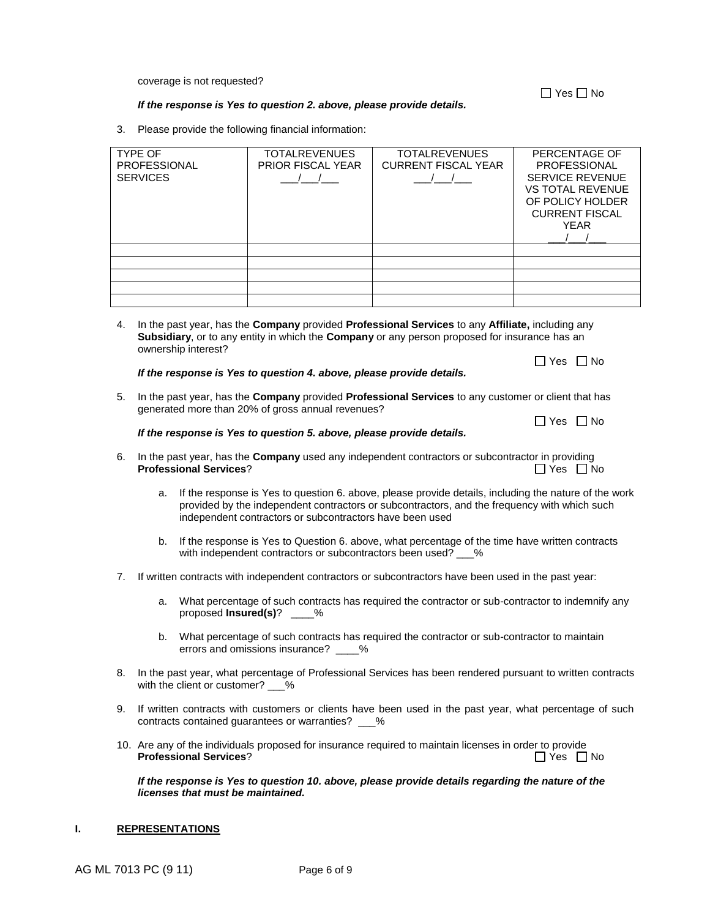coverage is not requested?

☐ Yes ☐ No

***If the response is Yes to question 2. above, please provide details.***

3. Please provide the following financial information:

| TYPE OF PROFESSIONAL SERVICES | TOTALREVENUES PRIOR FISCAL YEAR ___/___/___ | TOTALREVENUES CURRENT FISCAL YEAR ___/___/___ | PERCENTAGE OF PROFESSIONAL SERVICE REVENUE VS TOTAL REVENUE OF POLICY HOLDER CURRENT FISCAL YEAR ___/___/___ |
|---|---|---|---|
| | | | |
| | | | |
| | | | |
| | | | |
| | | | |

4. In the past year, has the **Company** provided **Professional Services** to any **Affiliate,** including any **Subsidiary**, or to any entity in which the **Company** or any person proposed for insurance has an ownership interest?

   ☐ Yes ☐ No

   ***If the response is Yes to question 4. above, please provide details.***

5. In the past year, has the **Company** provided **Professional Services** to any customer or client that has generated more than 20% of gross annual revenues?

   ☐ Yes ☐ No

   ***If the response is Yes to question 5. above, please provide details.***

6. In the past year, has the **Company** used any independent contractors or subcontractor in providing **Professional Services**? ☐ Yes ☐ No

   a. If the response is Yes to question 6. above, please provide details, including the nature of the work provided by the independent contractors or subcontractors, and the frequency with which such independent contractors or subcontractors have been used

   b. If the response is Yes to Question 6. above, what percentage of the time have written contracts with independent contractors or subcontractors been used? ___%

7. If written contracts with independent contractors or subcontractors have been used in the past year:

   a. What percentage of such contracts has required the contractor or sub-contractor to indemnify any proposed **Insured(s)**? ____%

   b. What percentage of such contracts has required the contractor or sub-contractor to maintain errors and omissions insurance? ____%

8. In the past year, what percentage of Professional Services has been rendered pursuant to written contracts with the client or customer? ___%

9. If written contracts with customers or clients have been used in the past year, what percentage of such contracts contained guarantees or warranties? ___%

10. Are any of the individuals proposed for insurance required to maintain licenses in order to provide **Professional Services**? ☐ Yes ☐ No

    ***If the response is Yes to question 10. above, please provide details regarding the nature of the licenses that must be maintained.***

## I. REPRESENTATIONS

AG ML 7013 PC (9 11)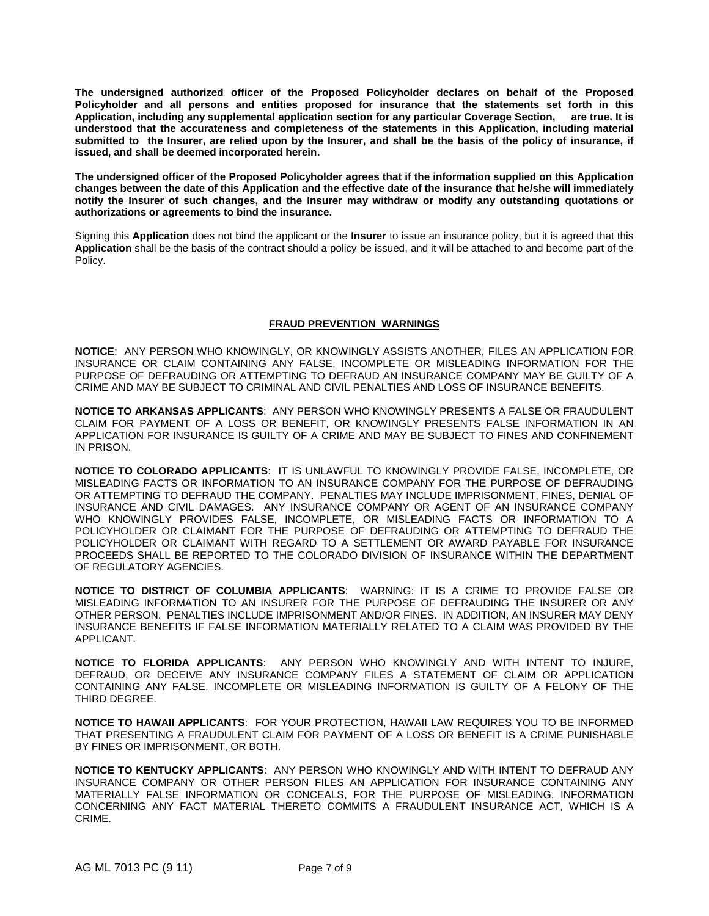**The undersigned authorized officer of the Proposed Policyholder declares on behalf of the Proposed Policyholder and all persons and entities proposed for insurance that the statements set forth in this Application, including any supplemental application section for any particular Coverage Section, are true. It is understood that the accurateness and completeness of the statements in this Application, including material submitted to the Insurer, are relied upon by the Insurer, and shall be the basis of the policy of insurance, if issued, and shall be deemed incorporated herein.**

**The undersigned officer of the Proposed Policyholder agrees that if the information supplied on this Application changes between the date of this Application and the effective date of the insurance that he/she will immediately notify the Insurer of such changes, and the Insurer may withdraw or modify any outstanding quotations or authorizations or agreements to bind the insurance.**

Signing this **Application** does not bind the applicant or the **Insurer** to issue an insurance policy, but it is agreed that this **Application** shall be the basis of the contract should a policy be issued, and it will be attached to and become part of the Policy.

## FRAUD PREVENTION WARNINGS

**NOTICE**: ANY PERSON WHO KNOWINGLY, OR KNOWINGLY ASSISTS ANOTHER, FILES AN APPLICATION FOR INSURANCE OR CLAIM CONTAINING ANY FALSE, INCOMPLETE OR MISLEADING INFORMATION FOR THE PURPOSE OF DEFRAUDING OR ATTEMPTING TO DEFRAUD AN INSURANCE COMPANY MAY BE GUILTY OF A CRIME AND MAY BE SUBJECT TO CRIMINAL AND CIVIL PENALTIES AND LOSS OF INSURANCE BENEFITS.

**NOTICE TO ARKANSAS APPLICANTS**: ANY PERSON WHO KNOWINGLY PRESENTS A FALSE OR FRAUDULENT CLAIM FOR PAYMENT OF A LOSS OR BENEFIT, OR KNOWINGLY PRESENTS FALSE INFORMATION IN AN APPLICATION FOR INSURANCE IS GUILTY OF A CRIME AND MAY BE SUBJECT TO FINES AND CONFINEMENT IN PRISON.

**NOTICE TO COLORADO APPLICANTS**: IT IS UNLAWFUL TO KNOWINGLY PROVIDE FALSE, INCOMPLETE, OR MISLEADING FACTS OR INFORMATION TO AN INSURANCE COMPANY FOR THE PURPOSE OF DEFRAUDING OR ATTEMPTING TO DEFRAUD THE COMPANY. PENALTIES MAY INCLUDE IMPRISONMENT, FINES, DENIAL OF INSURANCE AND CIVIL DAMAGES. ANY INSURANCE COMPANY OR AGENT OF AN INSURANCE COMPANY WHO KNOWINGLY PROVIDES FALSE, INCOMPLETE, OR MISLEADING FACTS OR INFORMATION TO A POLICYHOLDER OR CLAIMANT FOR THE PURPOSE OF DEFRAUDING OR ATTEMPTING TO DEFRAUD THE POLICYHOLDER OR CLAIMANT WITH REGARD TO A SETTLEMENT OR AWARD PAYABLE FOR INSURANCE PROCEEDS SHALL BE REPORTED TO THE COLORADO DIVISION OF INSURANCE WITHIN THE DEPARTMENT OF REGULATORY AGENCIES.

**NOTICE TO DISTRICT OF COLUMBIA APPLICANTS**: WARNING: IT IS A CRIME TO PROVIDE FALSE OR MISLEADING INFORMATION TO AN INSURER FOR THE PURPOSE OF DEFRAUDING THE INSURER OR ANY OTHER PERSON. PENALTIES INCLUDE IMPRISONMENT AND/OR FINES. IN ADDITION, AN INSURER MAY DENY INSURANCE BENEFITS IF FALSE INFORMATION MATERIALLY RELATED TO A CLAIM WAS PROVIDED BY THE APPLICANT.

**NOTICE TO FLORIDA APPLICANTS**: ANY PERSON WHO KNOWINGLY AND WITH INTENT TO INJURE, DEFRAUD, OR DECEIVE ANY INSURANCE COMPANY FILES A STATEMENT OF CLAIM OR APPLICATION CONTAINING ANY FALSE, INCOMPLETE OR MISLEADING INFORMATION IS GUILTY OF A FELONY OF THE THIRD DEGREE.

**NOTICE TO HAWAII APPLICANTS**: FOR YOUR PROTECTION, HAWAII LAW REQUIRES YOU TO BE INFORMED THAT PRESENTING A FRAUDULENT CLAIM FOR PAYMENT OF A LOSS OR BENEFIT IS A CRIME PUNISHABLE BY FINES OR IMPRISONMENT, OR BOTH.

**NOTICE TO KENTUCKY APPLICANTS**: ANY PERSON WHO KNOWINGLY AND WITH INTENT TO DEFRAUD ANY INSURANCE COMPANY OR OTHER PERSON FILES AN APPLICATION FOR INSURANCE CONTAINING ANY MATERIALLY FALSE INFORMATION OR CONCEALS, FOR THE PURPOSE OF MISLEADING, INFORMATION CONCERNING ANY FACT MATERIAL THERETO COMMITS A FRAUDULENT INSURANCE ACT, WHICH IS A CRIME.

AG ML 7013 PC (9 11)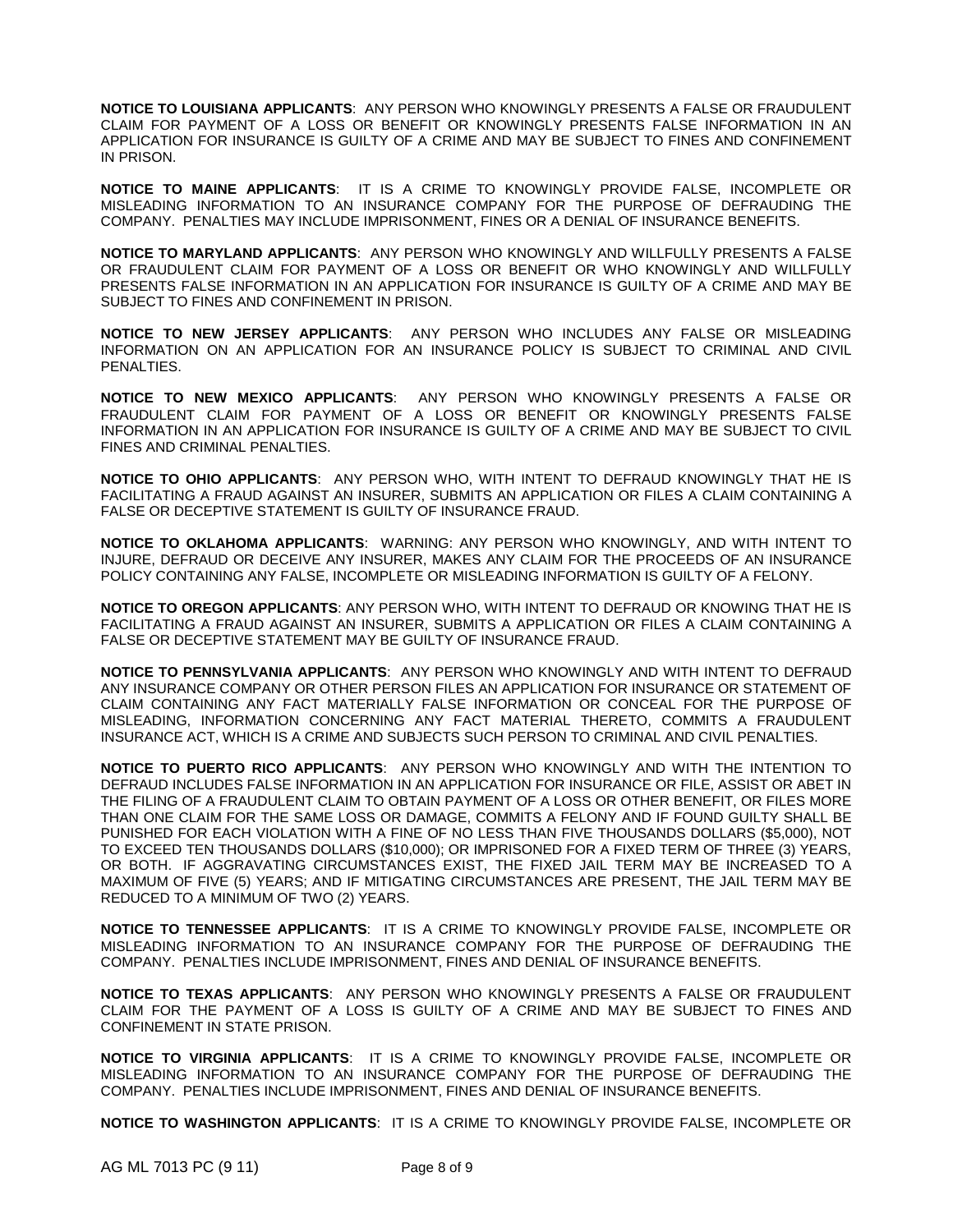**NOTICE TO LOUISIANA APPLICANTS**: ANY PERSON WHO KNOWINGLY PRESENTS A FALSE OR FRAUDULENT CLAIM FOR PAYMENT OF A LOSS OR BENEFIT OR KNOWINGLY PRESENTS FALSE INFORMATION IN AN APPLICATION FOR INSURANCE IS GUILTY OF A CRIME AND MAY BE SUBJECT TO FINES AND CONFINEMENT IN PRISON.

**NOTICE TO MAINE APPLICANTS**: IT IS A CRIME TO KNOWINGLY PROVIDE FALSE, INCOMPLETE OR MISLEADING INFORMATION TO AN INSURANCE COMPANY FOR THE PURPOSE OF DEFRAUDING THE COMPANY. PENALTIES MAY INCLUDE IMPRISONMENT, FINES OR A DENIAL OF INSURANCE BENEFITS.

**NOTICE TO MARYLAND APPLICANTS**: ANY PERSON WHO KNOWINGLY AND WILLFULLY PRESENTS A FALSE OR FRAUDULENT CLAIM FOR PAYMENT OF A LOSS OR BENEFIT OR WHO KNOWINGLY AND WILLFULLY PRESENTS FALSE INFORMATION IN AN APPLICATION FOR INSURANCE IS GUILTY OF A CRIME AND MAY BE SUBJECT TO FINES AND CONFINEMENT IN PRISON.

**NOTICE TO NEW JERSEY APPLICANTS**: ANY PERSON WHO INCLUDES ANY FALSE OR MISLEADING INFORMATION ON AN APPLICATION FOR AN INSURANCE POLICY IS SUBJECT TO CRIMINAL AND CIVIL PENALTIES.

**NOTICE TO NEW MEXICO APPLICANTS**: ANY PERSON WHO KNOWINGLY PRESENTS A FALSE OR FRAUDULENT CLAIM FOR PAYMENT OF A LOSS OR BENEFIT OR KNOWINGLY PRESENTS FALSE INFORMATION IN AN APPLICATION FOR INSURANCE IS GUILTY OF A CRIME AND MAY BE SUBJECT TO CIVIL FINES AND CRIMINAL PENALTIES.

**NOTICE TO OHIO APPLICANTS**: ANY PERSON WHO, WITH INTENT TO DEFRAUD KNOWINGLY THAT HE IS FACILITATING A FRAUD AGAINST AN INSURER, SUBMITS AN APPLICATION OR FILES A CLAIM CONTAINING A FALSE OR DECEPTIVE STATEMENT IS GUILTY OF INSURANCE FRAUD.

**NOTICE TO OKLAHOMA APPLICANTS**: WARNING: ANY PERSON WHO KNOWINGLY, AND WITH INTENT TO INJURE, DEFRAUD OR DECEIVE ANY INSURER, MAKES ANY CLAIM FOR THE PROCEEDS OF AN INSURANCE POLICY CONTAINING ANY FALSE, INCOMPLETE OR MISLEADING INFORMATION IS GUILTY OF A FELONY.

**NOTICE TO OREGON APPLICANTS**: ANY PERSON WHO, WITH INTENT TO DEFRAUD OR KNOWING THAT HE IS FACILITATING A FRAUD AGAINST AN INSURER, SUBMITS A APPLICATION OR FILES A CLAIM CONTAINING A FALSE OR DECEPTIVE STATEMENT MAY BE GUILTY OF INSURANCE FRAUD.

**NOTICE TO PENNSYLVANIA APPLICANTS**: ANY PERSON WHO KNOWINGLY AND WITH INTENT TO DEFRAUD ANY INSURANCE COMPANY OR OTHER PERSON FILES AN APPLICATION FOR INSURANCE OR STATEMENT OF CLAIM CONTAINING ANY FACT MATERIALLY FALSE INFORMATION OR CONCEAL FOR THE PURPOSE OF MISLEADING, INFORMATION CONCERNING ANY FACT MATERIAL THERETO, COMMITS A FRAUDULENT INSURANCE ACT, WHICH IS A CRIME AND SUBJECTS SUCH PERSON TO CRIMINAL AND CIVIL PENALTIES.

**NOTICE TO PUERTO RICO APPLICANTS**: ANY PERSON WHO KNOWINGLY AND WITH THE INTENTION TO DEFRAUD INCLUDES FALSE INFORMATION IN AN APPLICATION FOR INSURANCE OR FILE, ASSIST OR ABET IN THE FILING OF A FRAUDULENT CLAIM TO OBTAIN PAYMENT OF A LOSS OR OTHER BENEFIT, OR FILES MORE THAN ONE CLAIM FOR THE SAME LOSS OR DAMAGE, COMMITS A FELONY AND IF FOUND GUILTY SHALL BE PUNISHED FOR EACH VIOLATION WITH A FINE OF NO LESS THAN FIVE THOUSANDS DOLLARS ($5,000), NOT TO EXCEED TEN THOUSANDS DOLLARS ($10,000); OR IMPRISONED FOR A FIXED TERM OF THREE (3) YEARS, OR BOTH. IF AGGRAVATING CIRCUMSTANCES EXIST, THE FIXED JAIL TERM MAY BE INCREASED TO A MAXIMUM OF FIVE (5) YEARS; AND IF MITIGATING CIRCUMSTANCES ARE PRESENT, THE JAIL TERM MAY BE REDUCED TO A MINIMUM OF TWO (2) YEARS.

**NOTICE TO TENNESSEE APPLICANTS**: IT IS A CRIME TO KNOWINGLY PROVIDE FALSE, INCOMPLETE OR MISLEADING INFORMATION TO AN INSURANCE COMPANY FOR THE PURPOSE OF DEFRAUDING THE COMPANY. PENALTIES INCLUDE IMPRISONMENT, FINES AND DENIAL OF INSURANCE BENEFITS.

**NOTICE TO TEXAS APPLICANTS**: ANY PERSON WHO KNOWINGLY PRESENTS A FALSE OR FRAUDULENT CLAIM FOR THE PAYMENT OF A LOSS IS GUILTY OF A CRIME AND MAY BE SUBJECT TO FINES AND CONFINEMENT IN STATE PRISON.

**NOTICE TO VIRGINIA APPLICANTS**: IT IS A CRIME TO KNOWINGLY PROVIDE FALSE, INCOMPLETE OR MISLEADING INFORMATION TO AN INSURANCE COMPANY FOR THE PURPOSE OF DEFRAUDING THE COMPANY. PENALTIES INCLUDE IMPRISONMENT, FINES AND DENIAL OF INSURANCE BENEFITS.

**NOTICE TO WASHINGTON APPLICANTS**: IT IS A CRIME TO KNOWINGLY PROVIDE FALSE, INCOMPLETE OR

AG ML 7013 PC (9 11)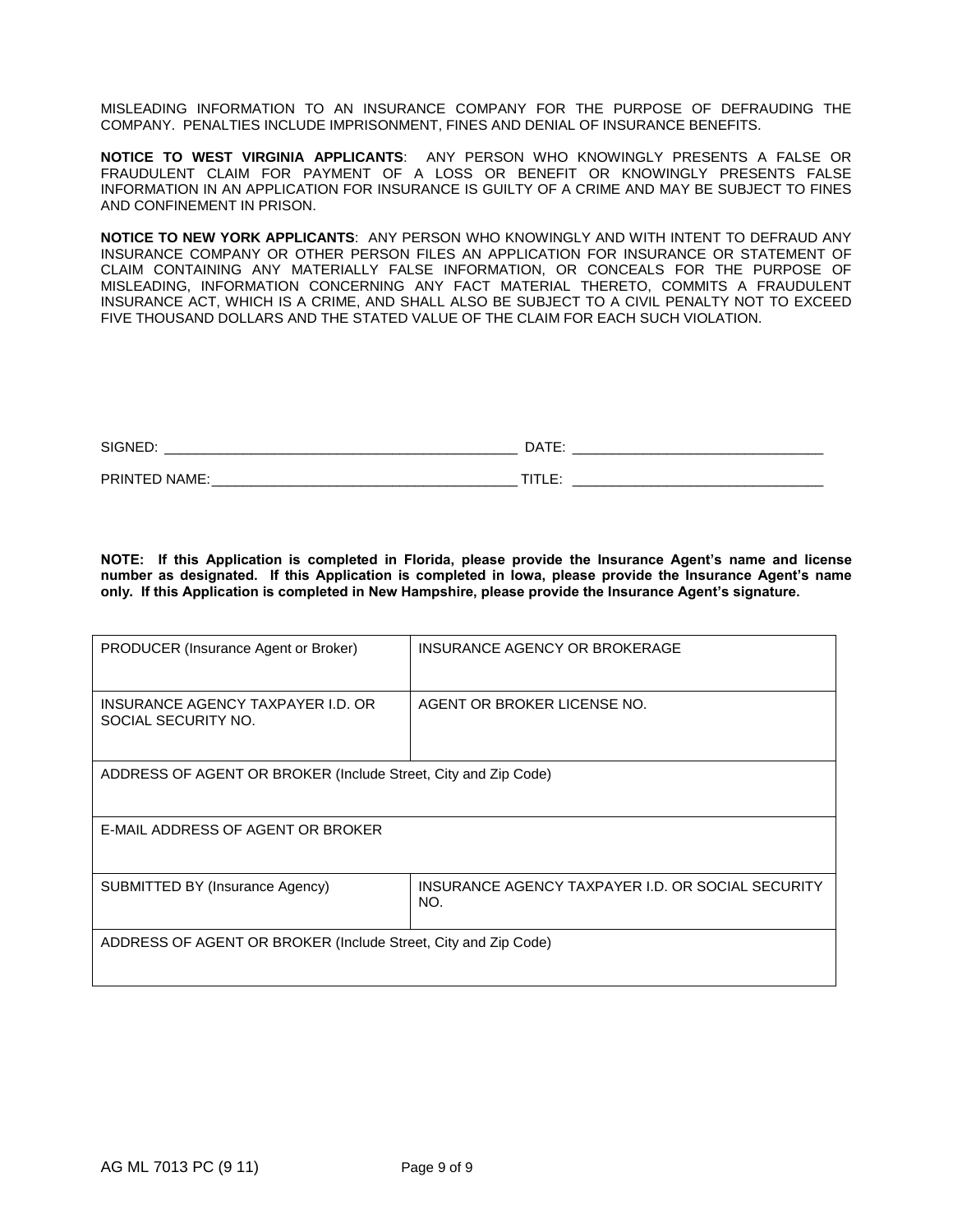MISLEADING INFORMATION TO AN INSURANCE COMPANY FOR THE PURPOSE OF DEFRAUDING THE COMPANY. PENALTIES INCLUDE IMPRISONMENT, FINES AND DENIAL OF INSURANCE BENEFITS.

**NOTICE TO WEST VIRGINIA APPLICANTS**: ANY PERSON WHO KNOWINGLY PRESENTS A FALSE OR FRAUDULENT CLAIM FOR PAYMENT OF A LOSS OR BENEFIT OR KNOWINGLY PRESENTS FALSE INFORMATION IN AN APPLICATION FOR INSURANCE IS GUILTY OF A CRIME AND MAY BE SUBJECT TO FINES AND CONFINEMENT IN PRISON.

**NOTICE TO NEW YORK APPLICANTS**: ANY PERSON WHO KNOWINGLY AND WITH INTENT TO DEFRAUD ANY INSURANCE COMPANY OR OTHER PERSON FILES AN APPLICATION FOR INSURANCE OR STATEMENT OF CLAIM CONTAINING ANY MATERIALLY FALSE INFORMATION, OR CONCEALS FOR THE PURPOSE OF MISLEADING, INFORMATION CONCERNING ANY FACT MATERIAL THERETO, COMMITS A FRAUDULENT INSURANCE ACT, WHICH IS A CRIME, AND SHALL ALSO BE SUBJECT TO A CIVIL PENALTY NOT TO EXCEED FIVE THOUSAND DOLLARS AND THE STATED VALUE OF THE CLAIM FOR EACH SUCH VIOLATION.

SIGNED: ______________________________________________ DATE: ________________________________

PRINTED NAME: ________________________________________ TITLE: ________________________________

**NOTE: If this Application is completed in Florida, please provide the Insurance Agent's name and license number as designated. If this Application is completed in Iowa, please provide the Insurance Agent's name only. If this Application is completed in New Hampshire, please provide the Insurance Agent's signature.**

| | |
|---|---|
| PRODUCER (Insurance Agent or Broker) | INSURANCE AGENCY OR BROKERAGE |
| INSURANCE AGENCY TAXPAYER I.D. OR SOCIAL SECURITY NO. | AGENT OR BROKER LICENSE NO. |
| ADDRESS OF AGENT OR BROKER (Include Street, City and Zip Code) | |
| E-MAIL ADDRESS OF AGENT OR BROKER | |
| SUBMITTED BY (Insurance Agency) | INSURANCE AGENCY TAXPAYER I.D. OR SOCIAL SECURITY NO. |
| ADDRESS OF AGENT OR BROKER (Include Street, City and Zip Code) | |

AG ML 7013 PC (9 11)